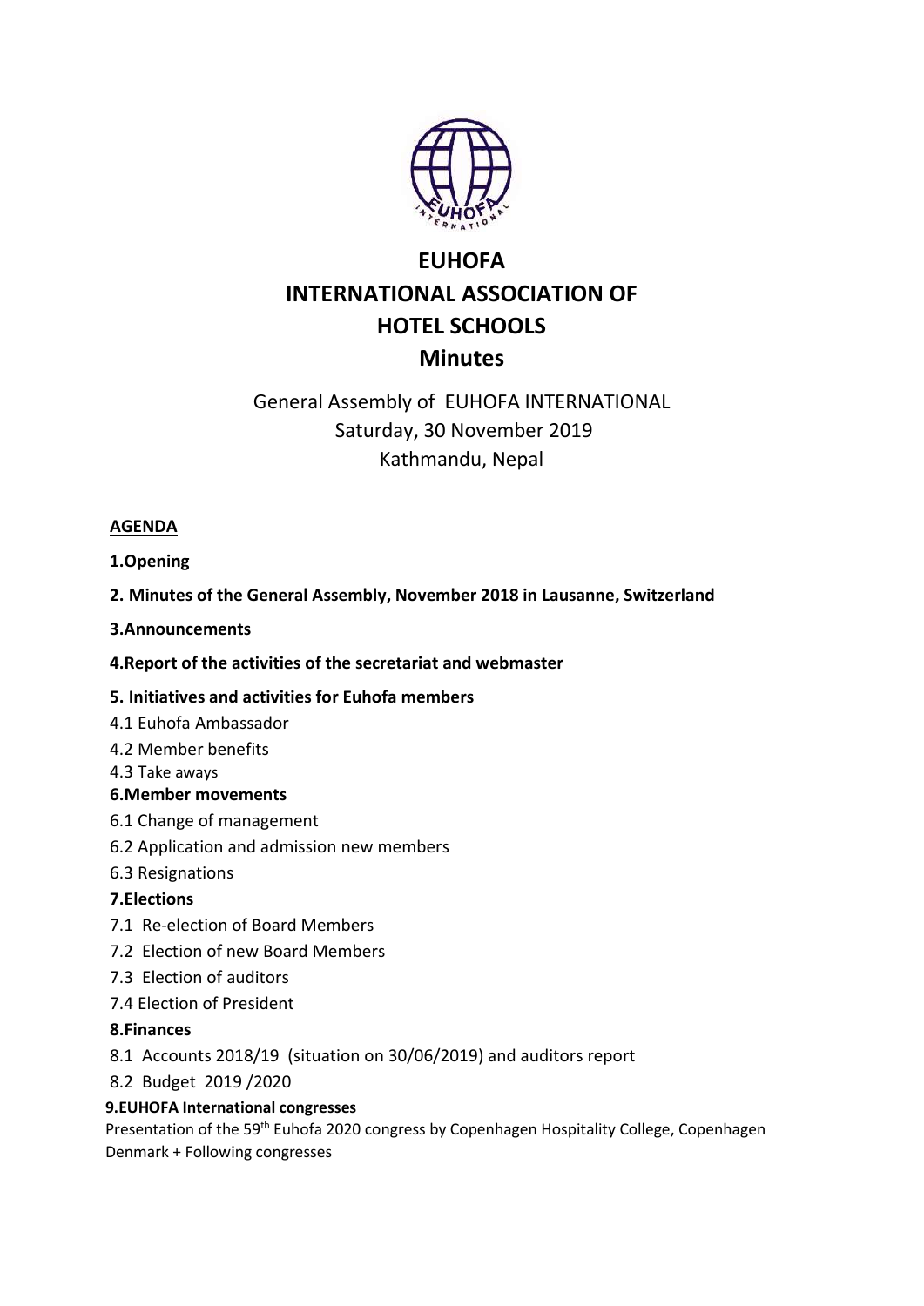# EUHOFA
# INTERNATIONAL ASSOCIATION OF HOTEL SCHOOLS
# Minutes

General Assembly of EUHOFA INTERNATIONAL
Saturday, 30 November 2019
Kathmandu, Nepal

**AGENDA**

**1.Opening**

**2. Minutes of the General Assembly, November 2018 in Lausanne, Switzerland**

**3.Announcements**

**4.Report of the activities of the secretariat and webmaster**

**5. Initiatives and activities for Euhofa members**

4.1 Euhofa Ambassador

4.2 Member benefits

4.3 Take aways

**6.Member movements**

6.1 Change of management

6.2 Application and admission new members

6.3 Resignations

**7.Elections**

7.1 Re-election of Board Members

7.2 Election of new Board Members

7.3 Election of auditors

7.4 Election of President

**8.Finances**

8.1 Accounts 2018/19 (situation on 30/06/2019) and auditors report

8.2 Budget 2019 /2020

**9.EUHOFA International congresses**

Presentation of the 59th Euhofa 2020 congress by Copenhagen Hospitality College, Copenhagen Denmark + Following congresses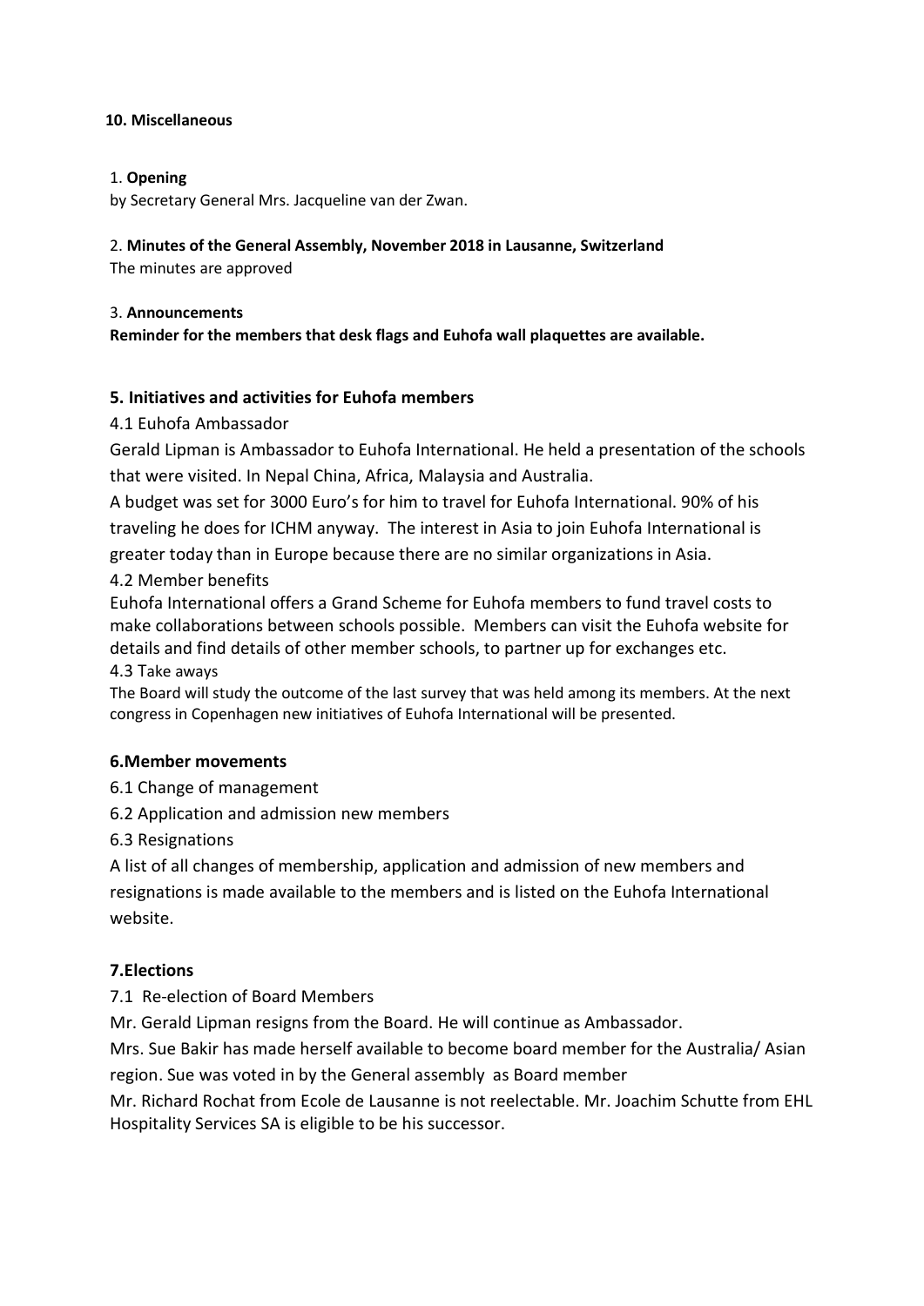**10. Miscellaneous**

1. **Opening**

by Secretary General Mrs. Jacqueline van der Zwan.

2. **Minutes of the General Assembly, November 2018 in Lausanne, Switzerland**

The minutes are approved

3. **Announcements**

**Reminder for the members that desk flags and Euhofa wall plaquettes are available.**

## 5. Initiatives and activities for Euhofa members

4.1 Euhofa Ambassador

Gerald Lipman is Ambassador to Euhofa International. He held a presentation of the schools that were visited. In Nepal China, Africa, Malaysia and Australia.

A budget was set for 3000 Euro's for him to travel for Euhofa International. 90% of his traveling he does for ICHM anyway. The interest in Asia to join Euhofa International is greater today than in Europe because there are no similar organizations in Asia.

4.2 Member benefits

Euhofa International offers a Grand Scheme for Euhofa members to fund travel costs to make collaborations between schools possible. Members can visit the Euhofa website for details and find details of other member schools, to partner up for exchanges etc.

4.3 Take aways

The Board will study the outcome of the last survey that was held among its members. At the next congress in Copenhagen new initiatives of Euhofa International will be presented.

## 6.Member movements

6.1 Change of management

6.2 Application and admission new members

6.3 Resignations

A list of all changes of membership, application and admission of new members and resignations is made available to the members and is listed on the Euhofa International website.

## 7.Elections

7.1 Re-election of Board Members

Mr. Gerald Lipman resigns from the Board. He will continue as Ambassador.

Mrs. Sue Bakir has made herself available to become board member for the Australia/ Asian region. Sue was voted in by the General assembly as Board member

Mr. Richard Rochat from Ecole de Lausanne is not reelectable. Mr. Joachim Schutte from EHL Hospitality Services SA is eligible to be his successor.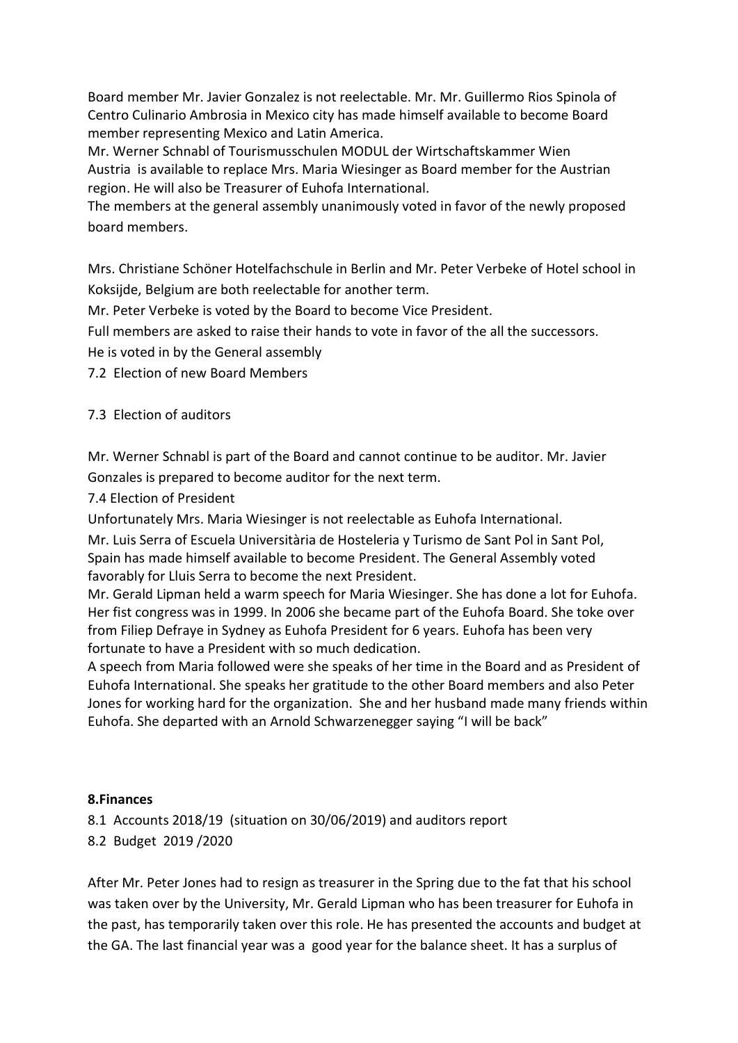Board member Mr. Javier Gonzalez is not reelectable. Mr. Mr. Guillermo Rios Spinola of Centro Culinario Ambrosia in Mexico city has made himself available to become Board member representing Mexico and Latin America.

Mr. Werner Schnabl of Tourismusschulen MODUL der Wirtschaftskammer Wien Austria is available to replace Mrs. Maria Wiesinger as Board member for the Austrian region. He will also be Treasurer of Euhofa International.

The members at the general assembly unanimously voted in favor of the newly proposed board members.

Mrs. Christiane Schöner Hotelfachschule in Berlin and Mr. Peter Verbeke of Hotel school in Koksijde, Belgium are both reelectable for another term.

Mr. Peter Verbeke is voted by the Board to become Vice President.

Full members are asked to raise their hands to vote in favor of the all the successors.

He is voted in by the General assembly

7.2 Election of new Board Members

7.3 Election of auditors

Mr. Werner Schnabl is part of the Board and cannot continue to be auditor. Mr. Javier Gonzales is prepared to become auditor for the next term.

7.4 Election of President

Unfortunately Mrs. Maria Wiesinger is not reelectable as Euhofa International.

Mr. Luis Serra of Escuela Universitària de Hosteleria y Turismo de Sant Pol in Sant Pol, Spain has made himself available to become President. The General Assembly voted favorably for Lluis Serra to become the next President.

Mr. Gerald Lipman held a warm speech for Maria Wiesinger. She has done a lot for Euhofa. Her fist congress was in 1999. In 2006 she became part of the Euhofa Board. She toke over from Filiep Defraye in Sydney as Euhofa President for 6 years. Euhofa has been very fortunate to have a President with so much dedication.

A speech from Maria followed were she speaks of her time in the Board and as President of Euhofa International. She speaks her gratitude to the other Board members and also Peter Jones for working hard for the organization. She and her husband made many friends within Euhofa. She departed with an Arnold Schwarzenegger saying "I will be back"

**8.Finances**

8.1 Accounts 2018/19 (situation on 30/06/2019) and auditors report

8.2 Budget 2019 /2020

After Mr. Peter Jones had to resign as treasurer in the Spring due to the fat that his school was taken over by the University, Mr. Gerald Lipman who has been treasurer for Euhofa in the past, has temporarily taken over this role. He has presented the accounts and budget at the GA. The last financial year was a good year for the balance sheet. It has a surplus of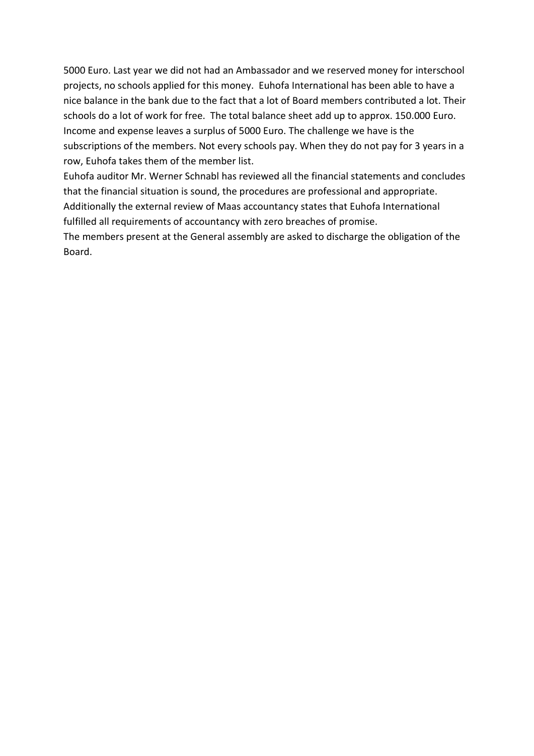5000 Euro. Last year we did not had an Ambassador and we reserved money for interschool projects, no schools applied for this money. Euhofa International has been able to have a nice balance in the bank due to the fact that a lot of Board members contributed a lot. Their schools do a lot of work for free. The total balance sheet add up to approx. 150.000 Euro. Income and expense leaves a surplus of 5000 Euro. The challenge we have is the subscriptions of the members. Not every schools pay. When they do not pay for 3 years in a row, Euhofa takes them of the member list.

Euhofa auditor Mr. Werner Schnabl has reviewed all the financial statements and concludes that the financial situation is sound, the procedures are professional and appropriate.

Additionally the external review of Maas accountancy states that Euhofa International fulfilled all requirements of accountancy with zero breaches of promise.

The members present at the General assembly are asked to discharge the obligation of the Board.